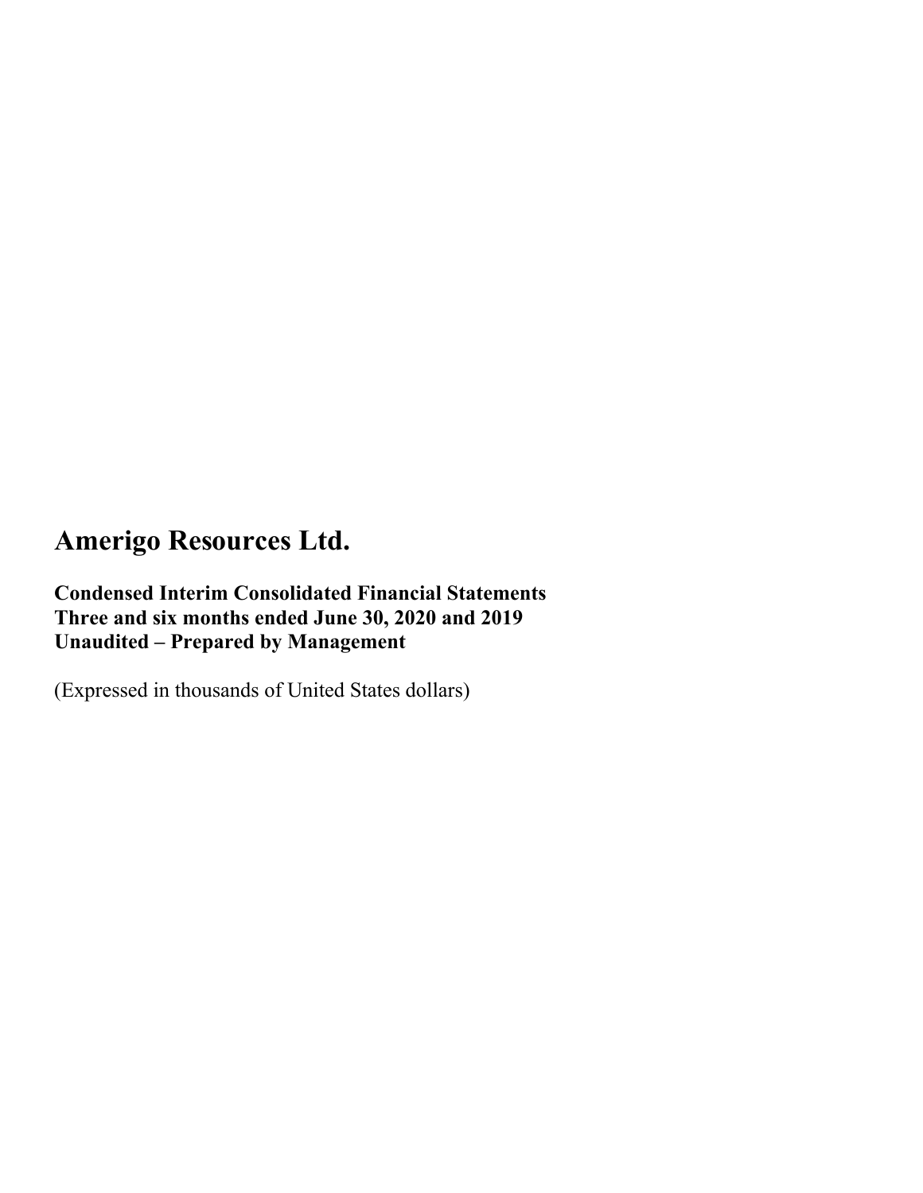# Amerigo Resources Ltd.

**Condensed Interim Consolidated Financial Statements**
**Three and six months ended June 30, 2020 and 2019**
**Unaudited – Prepared by Management**

(Expressed in thousands of United States dollars)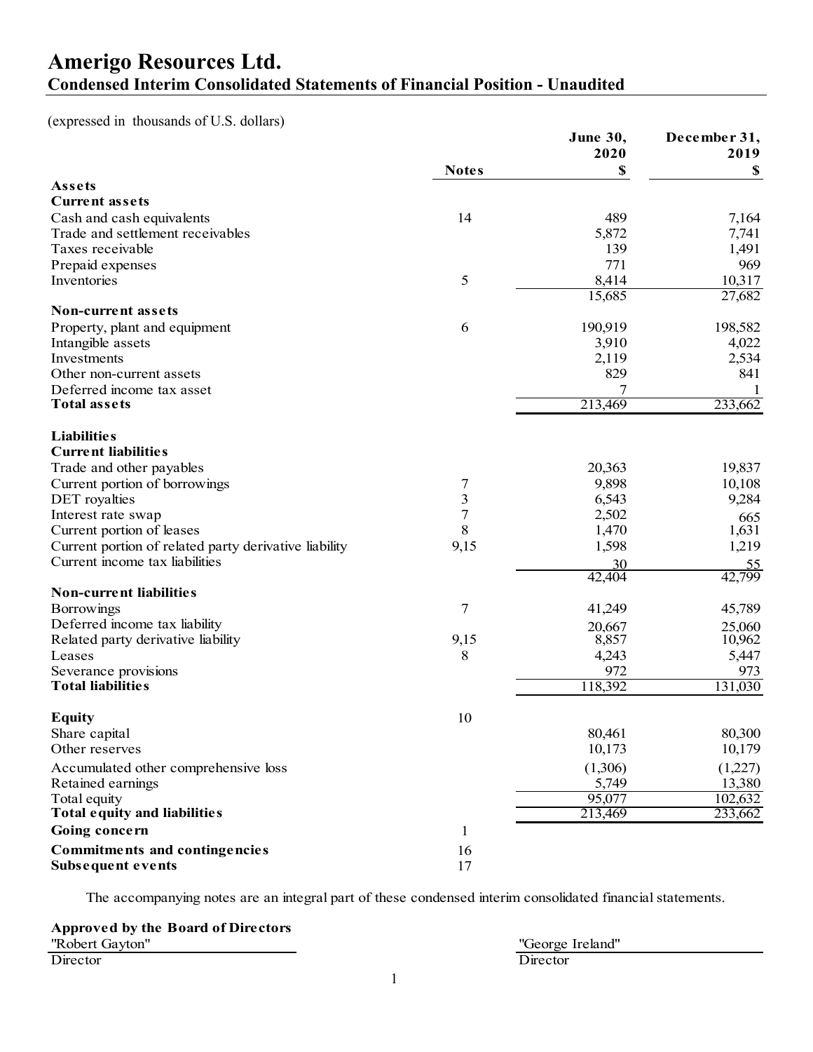# Amerigo Resources Ltd.
## Condensed Interim Consolidated Statements of Financial Position - Unaudited

(expressed in thousands of U.S. dollars)

| | Notes | June 30, 2020 $ | December 31, 2019 $ |
|---|---|---|---|
| **Assets** | | | |
| **Current assets** | | | |
| Cash and cash equivalents | 14 | 489 | 7,164 |
| Trade and settlement receivables | | 5,872 | 7,741 |
| Taxes receivable | | 139 | 1,491 |
| Prepaid expenses | | 771 | 969 |
| Inventories | 5 | 8,414 | 10,317 |
| | | 15,685 | 27,682 |
| **Non-current assets** | | | |
| Property, plant and equipment | 6 | 190,919 | 198,582 |
| Intangible assets | | 3,910 | 4,022 |
| Investments | | 2,119 | 2,534 |
| Other non-current assets | | 829 | 841 |
| Deferred income tax asset | | 7 | 1 |
| **Total assets** | | 213,469 | 233,662 |
| **Liabilities** | | | |
| **Current liabilities** | | | |
| Trade and other payables | | 20,363 | 19,837 |
| Current portion of borrowings | 7 | 9,898 | 10,108 |
| DET royalties | 3 | 6,543 | 9,284 |
| Interest rate swap | 7 | 2,502 | 665 |
| Current portion of leases | 8 | 1,470 | 1,631 |
| Current portion of related party derivative liability | 9,15 | 1,598 | 1,219 |
| Current income tax liabilities | | 30 | 55 |
| | | 42,404 | 42,799 |
| **Non-current liabilities** | | | |
| Borrowings | 7 | 41,249 | 45,789 |
| Deferred income tax liability | | 20,667 | 25,060 |
| Related party derivative liability | 9,15 | 8,857 | 10,962 |
| Leases | 8 | 4,243 | 5,447 |
| Severance provisions | | 972 | 973 |
| **Total liabilities** | | 118,392 | 131,030 |
| **Equity** | 10 | | |
| Share capital | | 80,461 | 80,300 |
| Other reserves | | 10,173 | 10,179 |
| Accumulated other comprehensive loss | | (1,306) | (1,227) |
| Retained earnings | | 5,749 | 13,380 |
| Total equity | | 95,077 | 102,632 |
| **Total equity and liabilities** | | 213,469 | 233,662 |
| **Going concern** | 1 | | |
| **Commitments and contingencies** | 16 | | |
| **Subsequent events** | 17 | | |

The accompanying notes are an integral part of these condensed interim consolidated financial statements.

**Approved by the Board of Directors**

"Robert Gayton"
Director

"George Ireland"
Director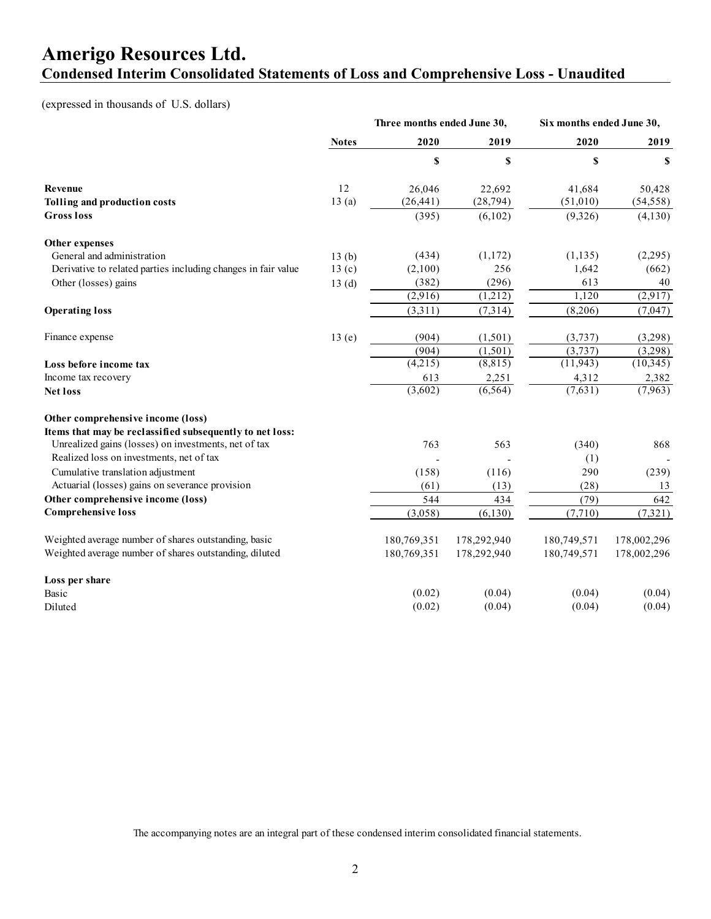# Amerigo Resources Ltd.

## Condensed Interim Consolidated Statements of Loss and Comprehensive Loss - Unaudited

(expressed in thousands of U.S. dollars)

| | Notes | Three months ended June 30, 2020 | Three months ended June 30, 2019 | Six months ended June 30, 2020 | Six months ended June 30, 2019 |
|---|---|---|---|---|---|
| | | $ | $ | $ | $ |
| **Revenue** | 12 | 26,046 | 22,692 | 41,684 | 50,428 |
| **Tolling and production costs** | 13 (a) | (26,441) | (28,794) | (51,010) | (54,558) |
| **Gross loss** | | (395) | (6,102) | (9,326) | (4,130) |
| **Other expenses** | | | | | |
| General and administration | 13 (b) | (434) | (1,172) | (1,135) | (2,295) |
| Derivative to related parties including changes in fair value | 13 (c) | (2,100) | 256 | 1,642 | (662) |
| Other (losses) gains | 13 (d) | (382) | (296) | 613 | 40 |
| | | (2,916) | (1,212) | 1,120 | (2,917) |
| **Operating loss** | | (3,311) | (7,314) | (8,206) | (7,047) |
| Finance expense | 13 (e) | (904) | (1,501) | (3,737) | (3,298) |
| | | (904) | (1,501) | (3,737) | (3,298) |
| **Loss before income tax** | | (4,215) | (8,815) | (11,943) | (10,345) |
| Income tax recovery | | 613 | 2,251 | 4,312 | 2,382 |
| **Net loss** | | (3,602) | (6,564) | (7,631) | (7,963) |
| **Other comprehensive income (loss)** | | | | | |
| **Items that may be reclassified subsequently to net loss:** | | | | | |
| Unrealized gains (losses) on investments, net of tax | | 763 | 563 | (340) | 868 |
| Realized loss on investments, net of tax | | - | - | (1) | - |
| Cumulative translation adjustment | | (158) | (116) | 290 | (239) |
| Actuarial (losses) gains on severance provision | | (61) | (13) | (28) | 13 |
| **Other comprehensive income (loss)** | | 544 | 434 | (79) | 642 |
| **Comprehensive loss** | | (3,058) | (6,130) | (7,710) | (7,321) |
| Weighted average number of shares outstanding, basic | | 180,769,351 | 178,292,940 | 180,749,571 | 178,002,296 |
| Weighted average number of shares outstanding, diluted | | 180,769,351 | 178,292,940 | 180,749,571 | 178,002,296 |
| **Loss per share** | | | | | |
| Basic | | (0.02) | (0.04) | (0.04) | (0.04) |
| Diluted | | (0.02) | (0.04) | (0.04) | (0.04) |

The accompanying notes are an integral part of these condensed interim consolidated financial statements.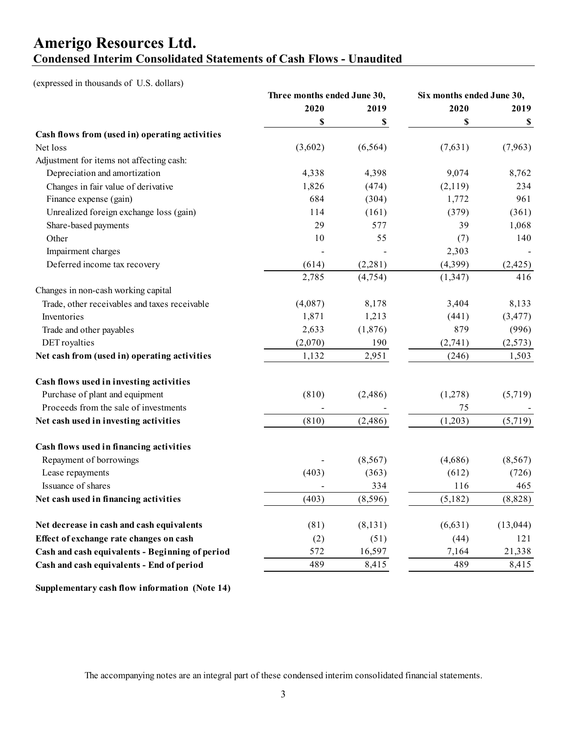# Amerigo Resources Ltd.
## Condensed Interim Consolidated Statements of Cash Flows - Unaudited

(expressed in thousands of U.S. dollars)

| | Three months ended June 30, | | Six months ended June 30, | |
|---|---|---|---|---|
| | 2020 | 2019 | 2020 | 2019 |
| | $ | $ | $ | $ |
| **Cash flows from (used in) operating activities** | | | | |
| Net loss | (3,602) | (6,564) | (7,631) | (7,963) |
| Adjustment for items not affecting cash: | | | | |
| Depreciation and amortization | 4,338 | 4,398 | 9,074 | 8,762 |
| Changes in fair value of derivative | 1,826 | (474) | (2,119) | 234 |
| Finance expense (gain) | 684 | (304) | 1,772 | 961 |
| Unrealized foreign exchange loss (gain) | 114 | (161) | (379) | (361) |
| Share-based payments | 29 | 577 | 39 | 1,068 |
| Other | 10 | 55 | (7) | 140 |
| Impairment charges | - | - | 2,303 | - |
| Deferred income tax recovery | (614) | (2,281) | (4,399) | (2,425) |
| | 2,785 | (4,754) | (1,347) | 416 |
| Changes in non-cash working capital | | | | |
| Trade, other receivables and taxes receivable | (4,087) | 8,178 | 3,404 | 8,133 |
| Inventories | 1,871 | 1,213 | (441) | (3,477) |
| Trade and other payables | 2,633 | (1,876) | 879 | (996) |
| DET royalties | (2,070) | 190 | (2,741) | (2,573) |
| **Net cash from (used in) operating activities** | 1,132 | 2,951 | (246) | 1,503 |
| **Cash flows used in investing activities** | | | | |
| Purchase of plant and equipment | (810) | (2,486) | (1,278) | (5,719) |
| Proceeds from the sale of investments | - | - | 75 | - |
| **Net cash used in investing activities** | (810) | (2,486) | (1,203) | (5,719) |
| **Cash flows used in financing activities** | | | | |
| Repayment of borrowings | - | (8,567) | (4,686) | (8,567) |
| Lease repayments | (403) | (363) | (612) | (726) |
| Issuance of shares | - | 334 | 116 | 465 |
| **Net cash used in financing activities** | (403) | (8,596) | (5,182) | (8,828) |
| **Net decrease in cash and cash equivalents** | (81) | (8,131) | (6,631) | (13,044) |
| **Effect of exchange rate changes on cash** | (2) | (51) | (44) | 121 |
| **Cash and cash equivalents - Beginning of period** | 572 | 16,597 | 7,164 | 21,338 |
| **Cash and cash equivalents - End of period** | 489 | 8,415 | 489 | 8,415 |

**Supplementary cash flow information (Note 14)**

The accompanying notes are an integral part of these condensed interim consolidated financial statements.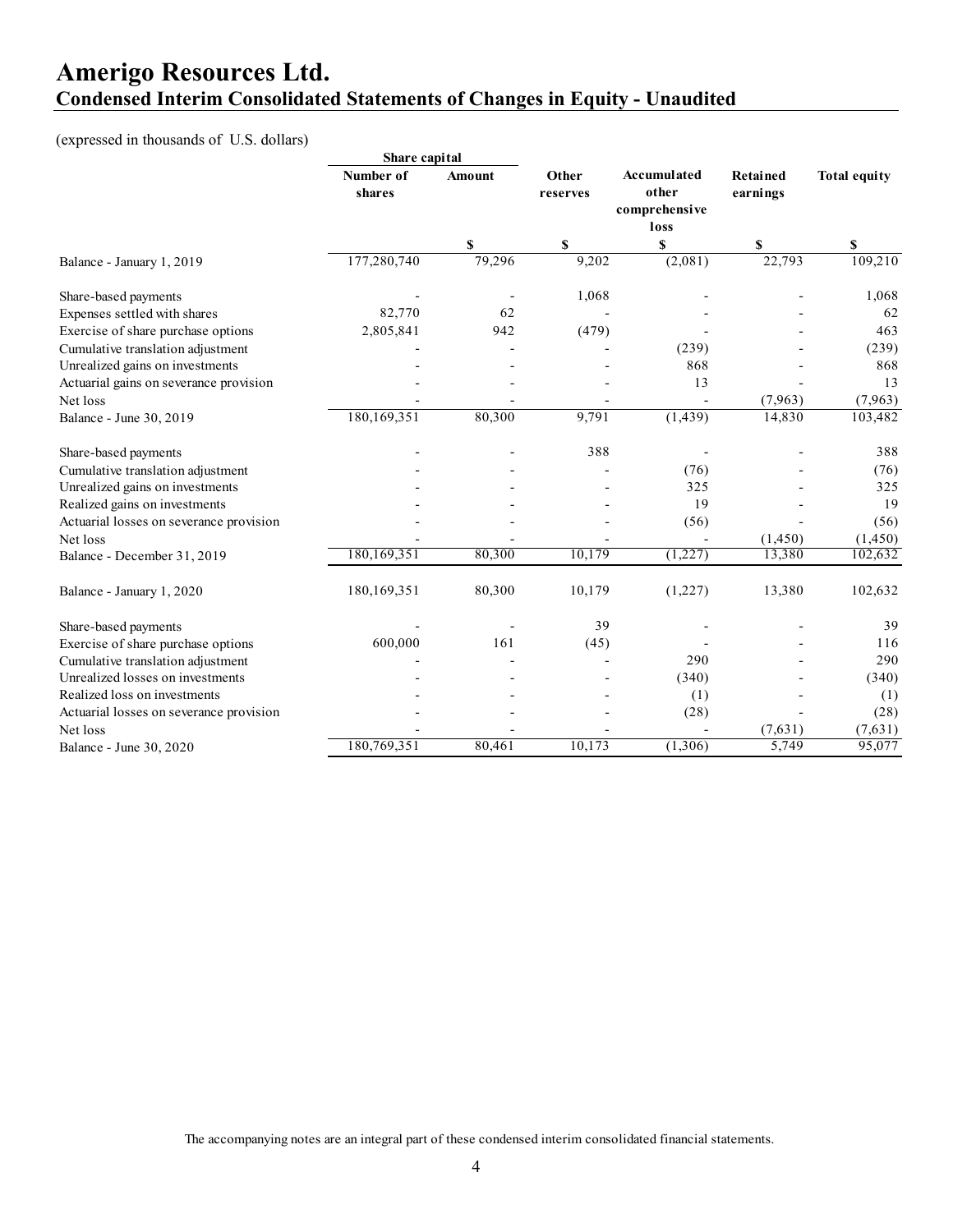# Amerigo Resources Ltd.
## Condensed Interim Consolidated Statements of Changes in Equity - Unaudited

(expressed in thousands of U.S. dollars)

| | Share capital | | | | | |
|---|---|---|---|---|---|---|
| | Number of shares | Amount | Other reserves | Accumulated other comprehensive loss | Retained earnings | Total equity |
| | | $ | $ | $ | $ | $ |
| Balance - January 1, 2019 | 177,280,740 | 79,296 | 9,202 | (2,081) | 22,793 | 109,210 |
| Share-based payments | - | - | 1,068 | - | - | 1,068 |
| Expenses settled with shares | 82,770 | 62 | - | - | - | 62 |
| Exercise of share purchase options | 2,805,841 | 942 | (479) | - | - | 463 |
| Cumulative translation adjustment | - | - | - | (239) | - | (239) |
| Unrealized gains on investments | - | - | - | 868 | - | 868 |
| Actuarial gains on severance provision | - | - | - | 13 | - | 13 |
| Net loss | - | - | - | - | (7,963) | (7,963) |
| Balance - June 30, 2019 | 180,169,351 | 80,300 | 9,791 | (1,439) | 14,830 | 103,482 |
| Share-based payments | - | - | 388 | - | - | 388 |
| Cumulative translation adjustment | - | - | - | (76) | - | (76) |
| Unrealized gains on investments | - | - | - | 325 | - | 325 |
| Realized gains on investments | - | - | - | 19 | - | 19 |
| Actuarial losses on severance provision | - | - | - | (56) | - | (56) |
| Net loss | - | - | - | - | (1,450) | (1,450) |
| Balance - December 31, 2019 | 180,169,351 | 80,300 | 10,179 | (1,227) | 13,380 | 102,632 |
| Balance - January 1, 2020 | 180,169,351 | 80,300 | 10,179 | (1,227) | 13,380 | 102,632 |
| Share-based payments | - | - | 39 | - | - | 39 |
| Exercise of share purchase options | 600,000 | 161 | (45) | - | - | 116 |
| Cumulative translation adjustment | - | - | - | 290 | - | 290 |
| Unrealized losses on investments | - | - | - | (340) | - | (340) |
| Realized loss on investments | - | - | - | (1) | - | (1) |
| Actuarial losses on severance provision | - | - | - | (28) | - | (28) |
| Net loss | - | - | - | - | (7,631) | (7,631) |
| Balance - June 30, 2020 | 180,769,351 | 80,461 | 10,173 | (1,306) | 5,749 | 95,077 |

The accompanying notes are an integral part of these condensed interim consolidated financial statements.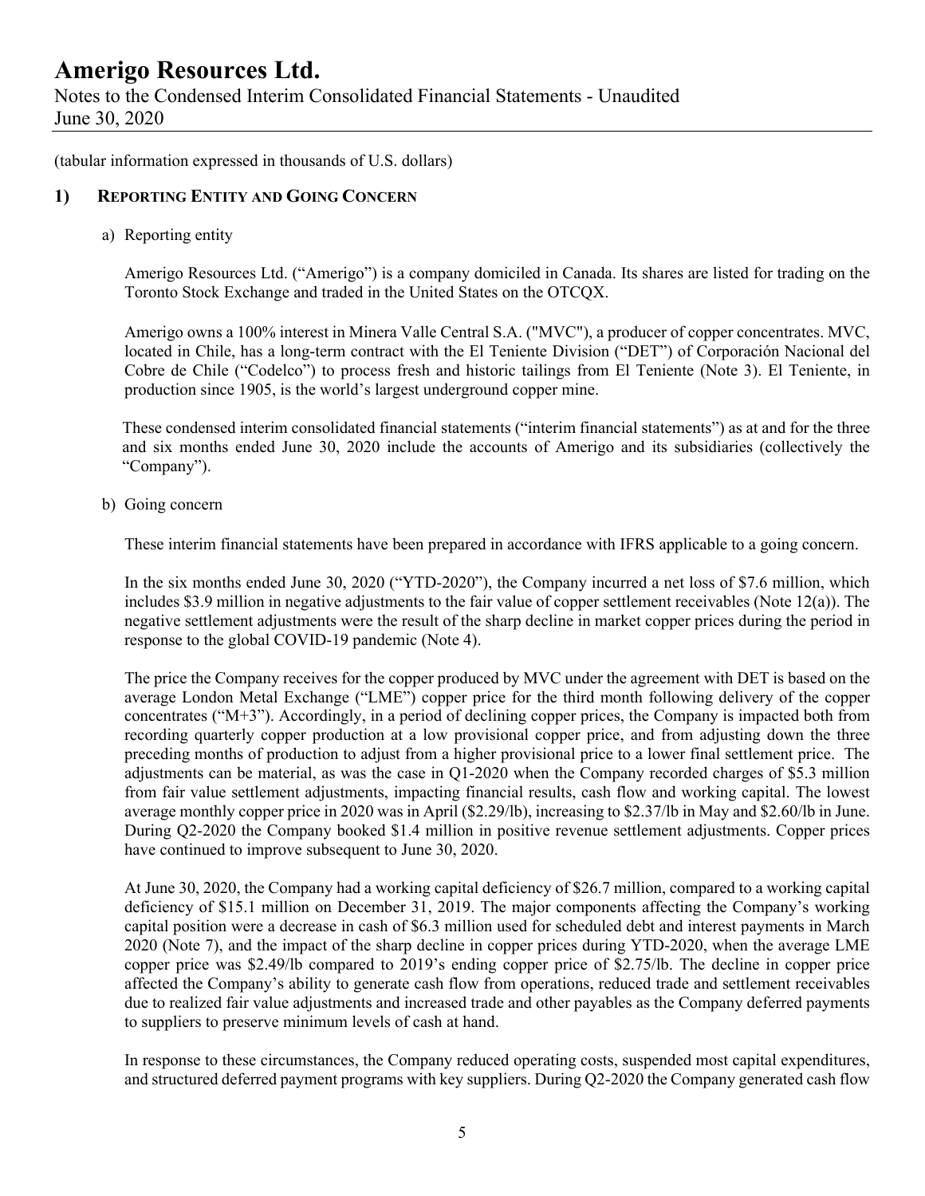(tabular information expressed in thousands of U.S. dollars)

## 1) Reporting Entity and Going Concern

a) Reporting entity

Amerigo Resources Ltd. ("Amerigo") is a company domiciled in Canada. Its shares are listed for trading on the Toronto Stock Exchange and traded in the United States on the OTCQX.

Amerigo owns a 100% interest in Minera Valle Central S.A. ("MVC"), a producer of copper concentrates. MVC, located in Chile, has a long-term contract with the El Teniente Division ("DET") of Corporación Nacional del Cobre de Chile ("Codelco") to process fresh and historic tailings from El Teniente (Note 3). El Teniente, in production since 1905, is the world's largest underground copper mine.

These condensed interim consolidated financial statements ("interim financial statements") as at and for the three and six months ended June 30, 2020 include the accounts of Amerigo and its subsidiaries (collectively the "Company").

b) Going concern

These interim financial statements have been prepared in accordance with IFRS applicable to a going concern.

In the six months ended June 30, 2020 ("YTD-2020"), the Company incurred a net loss of $7.6 million, which includes $3.9 million in negative adjustments to the fair value of copper settlement receivables (Note 12(a)). The negative settlement adjustments were the result of the sharp decline in market copper prices during the period in response to the global COVID-19 pandemic (Note 4).

The price the Company receives for the copper produced by MVC under the agreement with DET is based on the average London Metal Exchange ("LME") copper price for the third month following delivery of the copper concentrates ("M+3"). Accordingly, in a period of declining copper prices, the Company is impacted both from recording quarterly copper production at a low provisional copper price, and from adjusting down the three preceding months of production to adjust from a higher provisional price to a lower final settlement price. The adjustments can be material, as was the case in Q1-2020 when the Company recorded charges of $5.3 million from fair value settlement adjustments, impacting financial results, cash flow and working capital. The lowest average monthly copper price in 2020 was in April ($2.29/lb), increasing to $2.37/lb in May and $2.60/lb in June. During Q2-2020 the Company booked $1.4 million in positive revenue settlement adjustments. Copper prices have continued to improve subsequent to June 30, 2020.

At June 30, 2020, the Company had a working capital deficiency of $26.7 million, compared to a working capital deficiency of $15.1 million on December 31, 2019. The major components affecting the Company's working capital position were a decrease in cash of $6.3 million used for scheduled debt and interest payments in March 2020 (Note 7), and the impact of the sharp decline in copper prices during YTD-2020, when the average LME copper price was $2.49/lb compared to 2019's ending copper price of $2.75/lb. The decline in copper price affected the Company's ability to generate cash flow from operations, reduced trade and settlement receivables due to realized fair value adjustments and increased trade and other payables as the Company deferred payments to suppliers to preserve minimum levels of cash at hand.

In response to these circumstances, the Company reduced operating costs, suspended most capital expenditures, and structured deferred payment programs with key suppliers. During Q2-2020 the Company generated cash flow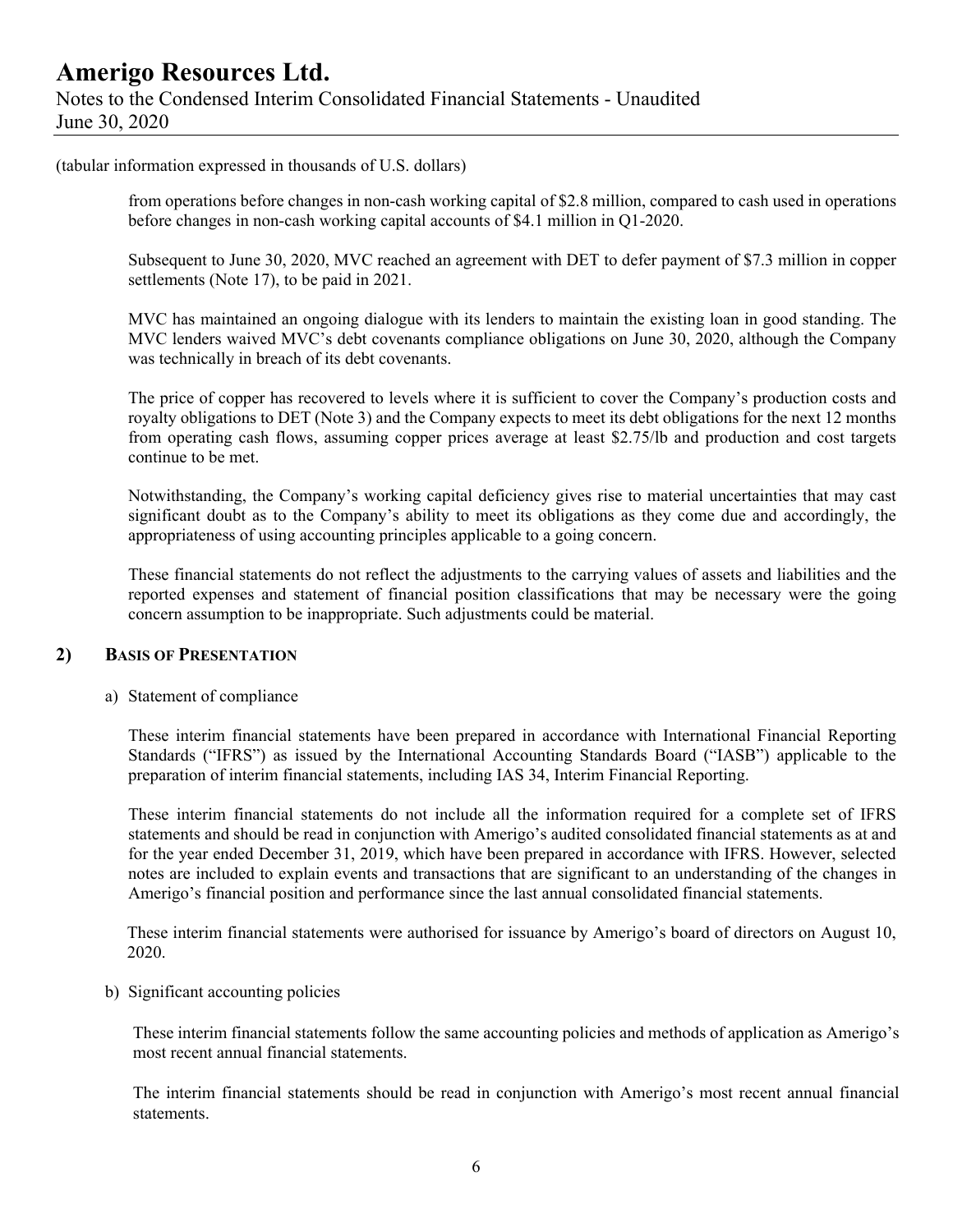(tabular information expressed in thousands of U.S. dollars)

from operations before changes in non-cash working capital of $2.8 million, compared to cash used in operations before changes in non-cash working capital accounts of $4.1 million in Q1-2020.

Subsequent to June 30, 2020, MVC reached an agreement with DET to defer payment of $7.3 million in copper settlements (Note 17), to be paid in 2021.

MVC has maintained an ongoing dialogue with its lenders to maintain the existing loan in good standing. The MVC lenders waived MVC's debt covenants compliance obligations on June 30, 2020, although the Company was technically in breach of its debt covenants.

The price of copper has recovered to levels where it is sufficient to cover the Company's production costs and royalty obligations to DET (Note 3) and the Company expects to meet its debt obligations for the next 12 months from operating cash flows, assuming copper prices average at least $2.75/lb and production and cost targets continue to be met.

Notwithstanding, the Company's working capital deficiency gives rise to material uncertainties that may cast significant doubt as to the Company's ability to meet its obligations as they come due and accordingly, the appropriateness of using accounting principles applicable to a going concern.

These financial statements do not reflect the adjustments to the carrying values of assets and liabilities and the reported expenses and statement of financial position classifications that may be necessary were the going concern assumption to be inappropriate. Such adjustments could be material.

## 2) BASIS OF PRESENTATION

a) Statement of compliance

These interim financial statements have been prepared in accordance with International Financial Reporting Standards ("IFRS") as issued by the International Accounting Standards Board ("IASB") applicable to the preparation of interim financial statements, including IAS 34, Interim Financial Reporting.

These interim financial statements do not include all the information required for a complete set of IFRS statements and should be read in conjunction with Amerigo's audited consolidated financial statements as at and for the year ended December 31, 2019, which have been prepared in accordance with IFRS. However, selected notes are included to explain events and transactions that are significant to an understanding of the changes in Amerigo's financial position and performance since the last annual consolidated financial statements.

These interim financial statements were authorised for issuance by Amerigo's board of directors on August 10, 2020.

b) Significant accounting policies

These interim financial statements follow the same accounting policies and methods of application as Amerigo's most recent annual financial statements.

The interim financial statements should be read in conjunction with Amerigo's most recent annual financial statements.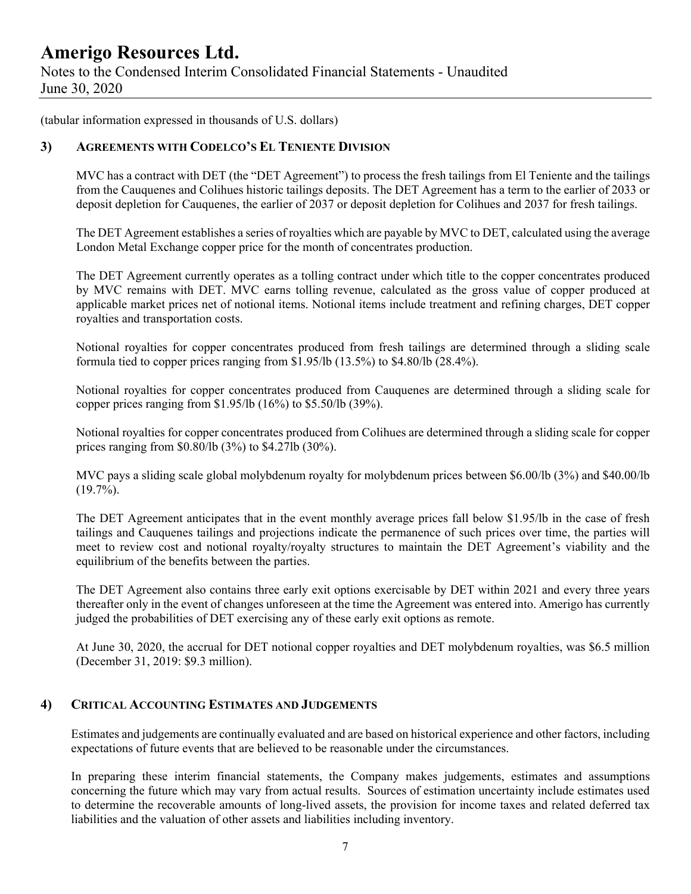(tabular information expressed in thousands of U.S. dollars)

## 3) AGREEMENTS WITH CODELCO'S EL TENIENTE DIVISION

MVC has a contract with DET (the "DET Agreement") to process the fresh tailings from El Teniente and the tailings from the Cauquenes and Colihues historic tailings deposits. The DET Agreement has a term to the earlier of 2033 or deposit depletion for Cauquenes, the earlier of 2037 or deposit depletion for Colihues and 2037 for fresh tailings.

The DET Agreement establishes a series of royalties which are payable by MVC to DET, calculated using the average London Metal Exchange copper price for the month of concentrates production.

The DET Agreement currently operates as a tolling contract under which title to the copper concentrates produced by MVC remains with DET. MVC earns tolling revenue, calculated as the gross value of copper produced at applicable market prices net of notional items. Notional items include treatment and refining charges, DET copper royalties and transportation costs.

Notional royalties for copper concentrates produced from fresh tailings are determined through a sliding scale formula tied to copper prices ranging from $1.95/lb (13.5%) to $4.80/lb (28.4%).

Notional royalties for copper concentrates produced from Cauquenes are determined through a sliding scale for copper prices ranging from $1.95/lb (16%) to $5.50/lb (39%).

Notional royalties for copper concentrates produced from Colihues are determined through a sliding scale for copper prices ranging from $0.80/lb (3%) to $4.27lb (30%).

MVC pays a sliding scale global molybdenum royalty for molybdenum prices between $6.00/lb (3%) and $40.00/lb (19.7%).

The DET Agreement anticipates that in the event monthly average prices fall below $1.95/lb in the case of fresh tailings and Cauquenes tailings and projections indicate the permanence of such prices over time, the parties will meet to review cost and notional royalty/royalty structures to maintain the DET Agreement's viability and the equilibrium of the benefits between the parties.

The DET Agreement also contains three early exit options exercisable by DET within 2021 and every three years thereafter only in the event of changes unforeseen at the time the Agreement was entered into. Amerigo has currently judged the probabilities of DET exercising any of these early exit options as remote.

At June 30, 2020, the accrual for DET notional copper royalties and DET molybdenum royalties, was $6.5 million (December 31, 2019: $9.3 million).

## 4) CRITICAL ACCOUNTING ESTIMATES AND JUDGEMENTS

Estimates and judgements are continually evaluated and are based on historical experience and other factors, including expectations of future events that are believed to be reasonable under the circumstances.

In preparing these interim financial statements, the Company makes judgements, estimates and assumptions concerning the future which may vary from actual results. Sources of estimation uncertainty include estimates used to determine the recoverable amounts of long-lived assets, the provision for income taxes and related deferred tax liabilities and the valuation of other assets and liabilities including inventory.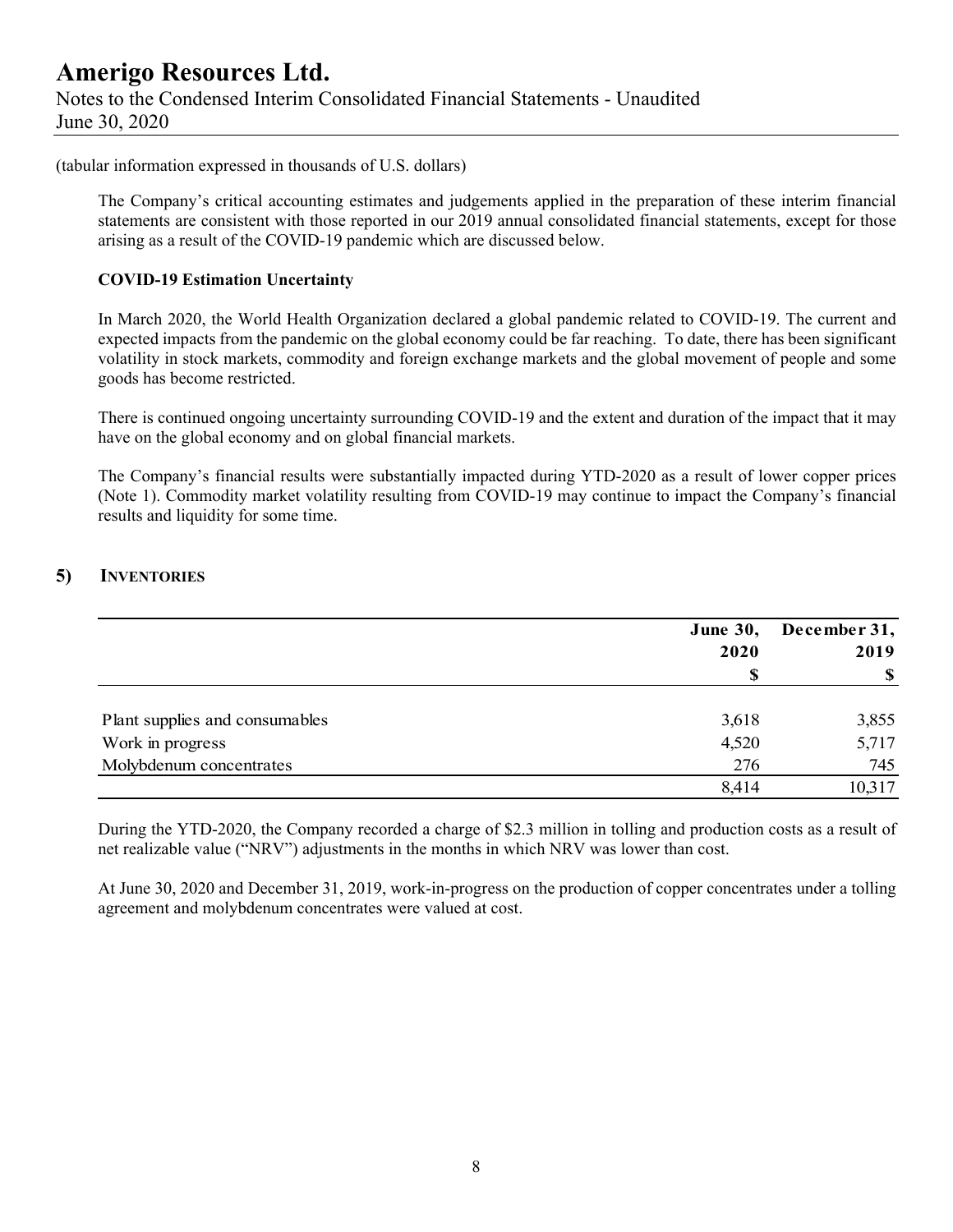(tabular information expressed in thousands of U.S. dollars)

The Company's critical accounting estimates and judgements applied in the preparation of these interim financial statements are consistent with those reported in our 2019 annual consolidated financial statements, except for those arising as a result of the COVID-19 pandemic which are discussed below.

**COVID-19 Estimation Uncertainty**

In March 2020, the World Health Organization declared a global pandemic related to COVID-19. The current and expected impacts from the pandemic on the global economy could be far reaching. To date, there has been significant volatility in stock markets, commodity and foreign exchange markets and the global movement of people and some goods has become restricted.

There is continued ongoing uncertainty surrounding COVID-19 and the extent and duration of the impact that it may have on the global economy and on global financial markets.

The Company's financial results were substantially impacted during YTD-2020 as a result of lower copper prices (Note 1). Commodity market volatility resulting from COVID-19 may continue to impact the Company's financial results and liquidity for some time.

## 5) INVENTORIES

| | June 30, 2020 | December 31, 2019 |
|---|---|---|
| | $ | $ |
| Plant supplies and consumables | 3,618 | 3,855 |
| Work in progress | 4,520 | 5,717 |
| Molybdenum concentrates | 276 | 745 |
| | 8,414 | 10,317 |

During the YTD-2020, the Company recorded a charge of $2.3 million in tolling and production costs as a result of net realizable value ("NRV") adjustments in the months in which NRV was lower than cost.

At June 30, 2020 and December 31, 2019, work-in-progress on the production of copper concentrates under a tolling agreement and molybdenum concentrates were valued at cost.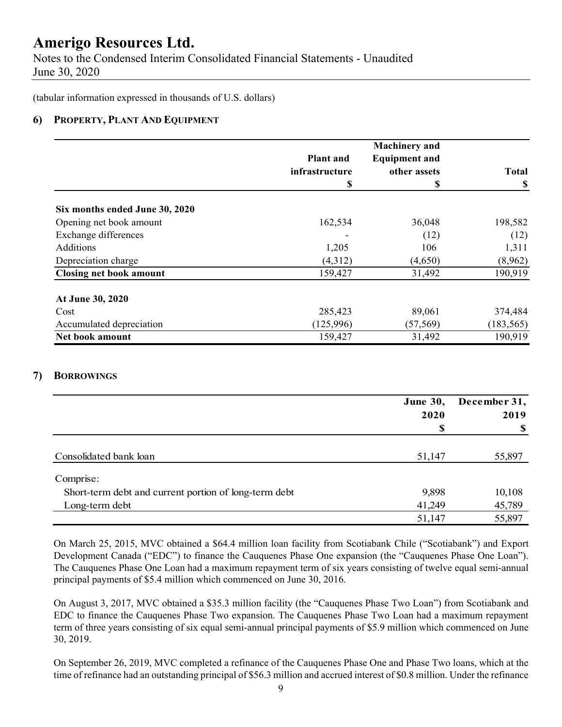(tabular information expressed in thousands of U.S. dollars)

## 6) PROPERTY, PLANT AND EQUIPMENT

| | Plant and infrastructure<br>$ | Machinery and Equipment and other assets<br>$ | Total<br>$ |
|---|---|---|---|
| **Six months ended June 30, 2020** | | | |
| Opening net book amount | 162,534 | 36,048 | 198,582 |
| Exchange differences | - | (12) | (12) |
| Additions | 1,205 | 106 | 1,311 |
| Depreciation charge | (4,312) | (4,650) | (8,962) |
| **Closing net book amount** | 159,427 | 31,492 | 190,919 |
| **At June 30, 2020** | | | |
| Cost | 285,423 | 89,061 | 374,484 |
| Accumulated depreciation | (125,996) | (57,569) | (183,565) |
| **Net book amount** | 159,427 | 31,492 | 190,919 |

## 7) BORROWINGS

| | June 30, 2020<br>$ | December 31, 2019<br>$ |
|---|---|---|
| Consolidated bank loan | 51,147 | 55,897 |
| Comprise: | | |
| Short-term debt and current portion of long-term debt | 9,898 | 10,108 |
| Long-term debt | 41,249 | 45,789 |
| | 51,147 | 55,897 |

On March 25, 2015, MVC obtained a $64.4 million loan facility from Scotiabank Chile ("Scotiabank") and Export Development Canada ("EDC") to finance the Cauquenes Phase One expansion (the "Cauquenes Phase One Loan"). The Cauquenes Phase One Loan had a maximum repayment term of six years consisting of twelve equal semi-annual principal payments of $5.4 million which commenced on June 30, 2016.

On August 3, 2017, MVC obtained a $35.3 million facility (the "Cauquenes Phase Two Loan") from Scotiabank and EDC to finance the Cauquenes Phase Two expansion. The Cauquenes Phase Two Loan had a maximum repayment term of three years consisting of six equal semi-annual principal payments of $5.9 million which commenced on June 30, 2019.

On September 26, 2019, MVC completed a refinance of the Cauquenes Phase One and Phase Two loans, which at the time of refinance had an outstanding principal of $56.3 million and accrued interest of $0.8 million. Under the refinance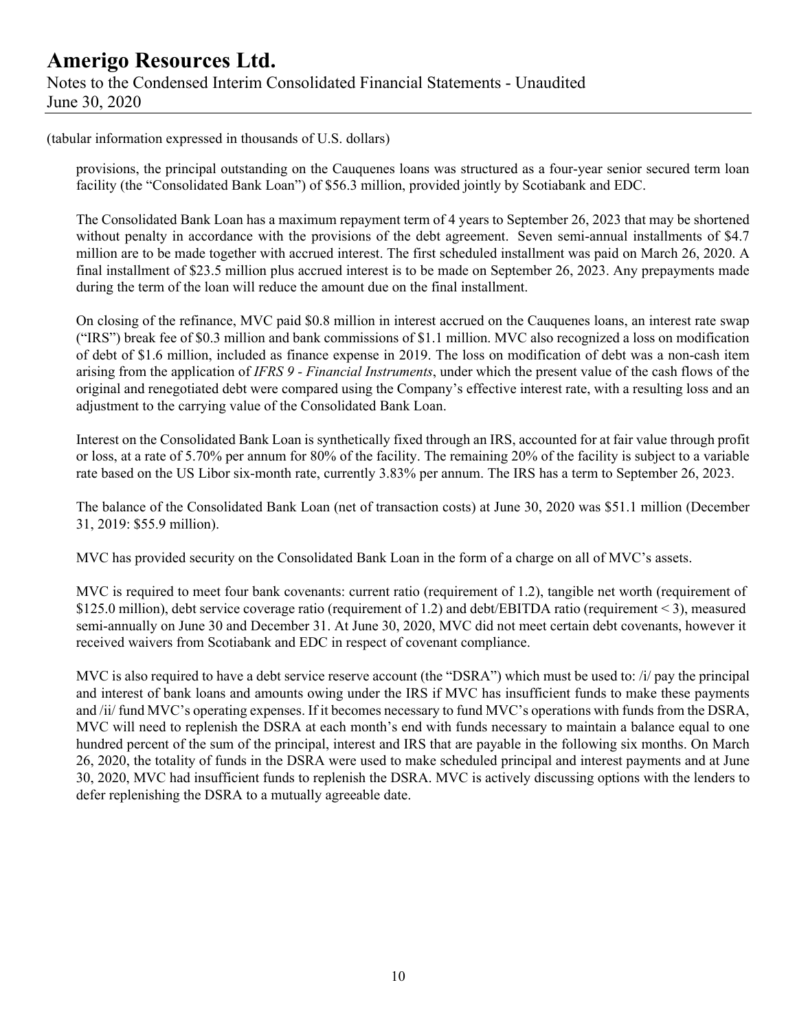(tabular information expressed in thousands of U.S. dollars)

provisions, the principal outstanding on the Cauquenes loans was structured as a four-year senior secured term loan facility (the "Consolidated Bank Loan") of $56.3 million, provided jointly by Scotiabank and EDC.

The Consolidated Bank Loan has a maximum repayment term of 4 years to September 26, 2023 that may be shortened without penalty in accordance with the provisions of the debt agreement. Seven semi-annual installments of $4.7 million are to be made together with accrued interest. The first scheduled installment was paid on March 26, 2020. A final installment of $23.5 million plus accrued interest is to be made on September 26, 2023. Any prepayments made during the term of the loan will reduce the amount due on the final installment.

On closing of the refinance, MVC paid $0.8 million in interest accrued on the Cauquenes loans, an interest rate swap ("IRS") break fee of $0.3 million and bank commissions of $1.1 million. MVC also recognized a loss on modification of debt of $1.6 million, included as finance expense in 2019. The loss on modification of debt was a non-cash item arising from the application of *IFRS 9 - Financial Instruments*, under which the present value of the cash flows of the original and renegotiated debt were compared using the Company's effective interest rate, with a resulting loss and an adjustment to the carrying value of the Consolidated Bank Loan.

Interest on the Consolidated Bank Loan is synthetically fixed through an IRS, accounted for at fair value through profit or loss, at a rate of 5.70% per annum for 80% of the facility. The remaining 20% of the facility is subject to a variable rate based on the US Libor six-month rate, currently 3.83% per annum. The IRS has a term to September 26, 2023.

The balance of the Consolidated Bank Loan (net of transaction costs) at June 30, 2020 was $51.1 million (December 31, 2019: $55.9 million).

MVC has provided security on the Consolidated Bank Loan in the form of a charge on all of MVC's assets.

MVC is required to meet four bank covenants: current ratio (requirement of 1.2), tangible net worth (requirement of $125.0 million), debt service coverage ratio (requirement of 1.2) and debt/EBITDA ratio (requirement < 3), measured semi-annually on June 30 and December 31. At June 30, 2020, MVC did not meet certain debt covenants, however it received waivers from Scotiabank and EDC in respect of covenant compliance.

MVC is also required to have a debt service reserve account (the "DSRA") which must be used to: /i/ pay the principal and interest of bank loans and amounts owing under the IRS if MVC has insufficient funds to make these payments and /ii/ fund MVC's operating expenses. If it becomes necessary to fund MVC's operations with funds from the DSRA, MVC will need to replenish the DSRA at each month's end with funds necessary to maintain a balance equal to one hundred percent of the sum of the principal, interest and IRS that are payable in the following six months. On March 26, 2020, the totality of funds in the DSRA were used to make scheduled principal and interest payments and at June 30, 2020, MVC had insufficient funds to replenish the DSRA. MVC is actively discussing options with the lenders to defer replenishing the DSRA to a mutually agreeable date.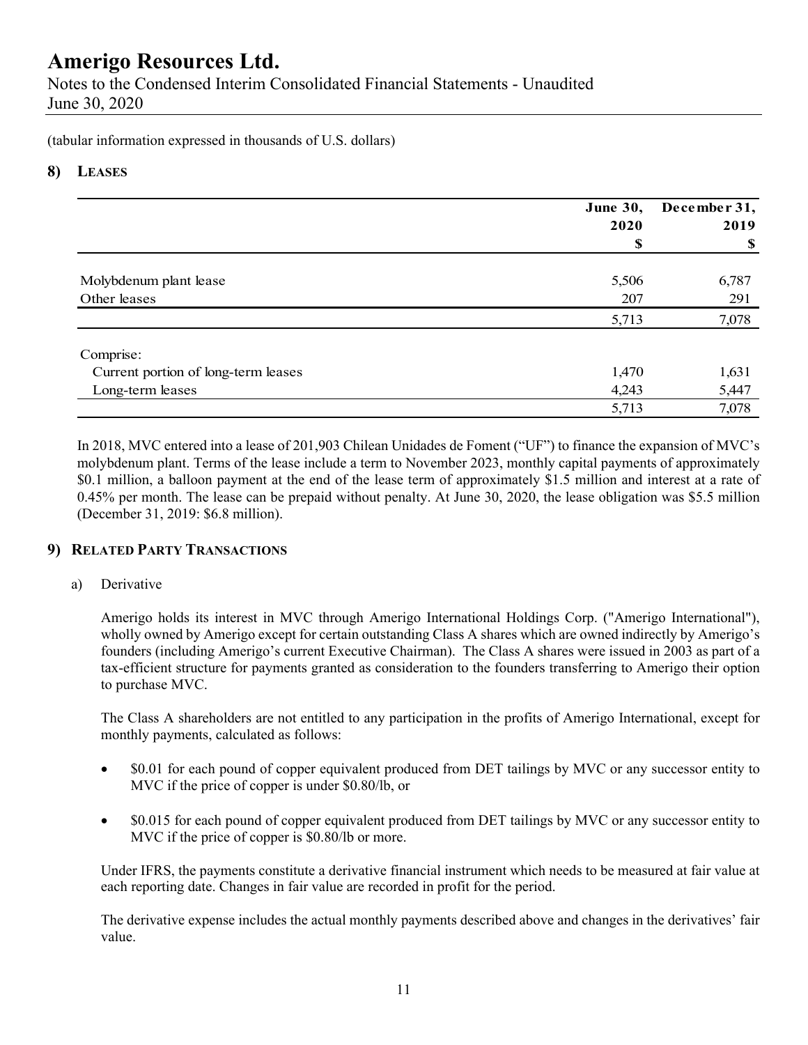(tabular information expressed in thousands of U.S. dollars)

## 8) LEASES

| | June 30, 2020 $ | December 31, 2019 $ |
|---|---|---|
| Molybdenum plant lease | 5,506 | 6,787 |
| Other leases | 207 | 291 |
| | 5,713 | 7,078 |
| Comprise: | | |
| Current portion of long-term leases | 1,470 | 1,631 |
| Long-term leases | 4,243 | 5,447 |
| | 5,713 | 7,078 |

In 2018, MVC entered into a lease of 201,903 Chilean Unidades de Foment ("UF") to finance the expansion of MVC's molybdenum plant. Terms of the lease include a term to November 2023, monthly capital payments of approximately $0.1 million, a balloon payment at the end of the lease term of approximately $1.5 million and interest at a rate of 0.45% per month. The lease can be prepaid without penalty. At June 30, 2020, the lease obligation was $5.5 million (December 31, 2019: $6.8 million).

## 9) RELATED PARTY TRANSACTIONS

a) Derivative

Amerigo holds its interest in MVC through Amerigo International Holdings Corp. ("Amerigo International"), wholly owned by Amerigo except for certain outstanding Class A shares which are owned indirectly by Amerigo's founders (including Amerigo's current Executive Chairman). The Class A shares were issued in 2003 as part of a tax-efficient structure for payments granted as consideration to the founders transferring to Amerigo their option to purchase MVC.

The Class A shareholders are not entitled to any participation in the profits of Amerigo International, except for monthly payments, calculated as follows:

- $0.01 for each pound of copper equivalent produced from DET tailings by MVC or any successor entity to MVC if the price of copper is under $0.80/lb, or
- $0.015 for each pound of copper equivalent produced from DET tailings by MVC or any successor entity to MVC if the price of copper is $0.80/lb or more.

Under IFRS, the payments constitute a derivative financial instrument which needs to be measured at fair value at each reporting date. Changes in fair value are recorded in profit for the period.

The derivative expense includes the actual monthly payments described above and changes in the derivatives' fair value.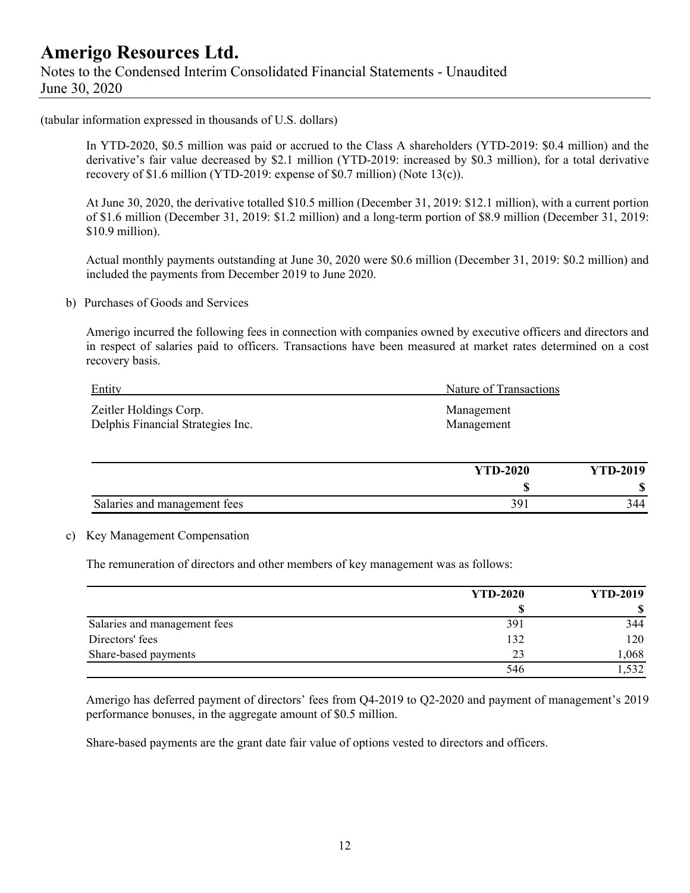(tabular information expressed in thousands of U.S. dollars)

In YTD-2020, $0.5 million was paid or accrued to the Class A shareholders (YTD-2019: $0.4 million) and the derivative's fair value decreased by $2.1 million (YTD-2019: increased by $0.3 million), for a total derivative recovery of $1.6 million (YTD-2019: expense of $0.7 million) (Note 13(c)).

At June 30, 2020, the derivative totalled $10.5 million (December 31, 2019: $12.1 million), with a current portion of $1.6 million (December 31, 2019: $1.2 million) and a long-term portion of $8.9 million (December 31, 2019: $10.9 million).

Actual monthly payments outstanding at June 30, 2020 were $0.6 million (December 31, 2019: $0.2 million) and included the payments from December 2019 to June 2020.

b) Purchases of Goods and Services

Amerigo incurred the following fees in connection with companies owned by executive officers and directors and in respect of salaries paid to officers. Transactions have been measured at market rates determined on a cost recovery basis.

| Entity | Nature of Transactions |
|---|---|
| Zeitler Holdings Corp. | Management |
| Delphis Financial Strategies Inc. | Management |

| | YTD-2020 | YTD-2019 |
|---|---|---|
| | $ | $ |
| Salaries and management fees | 391 | 344 |

c) Key Management Compensation

The remuneration of directors and other members of key management was as follows:

| | YTD-2020 | YTD-2019 |
|---|---|---|
| | $ | $ |
| Salaries and management fees | 391 | 344 |
| Directors' fees | 132 | 120 |
| Share-based payments | 23 | 1,068 |
| | 546 | 1,532 |

Amerigo has deferred payment of directors' fees from Q4-2019 to Q2-2020 and payment of management's 2019 performance bonuses, in the aggregate amount of $0.5 million.

Share-based payments are the grant date fair value of options vested to directors and officers.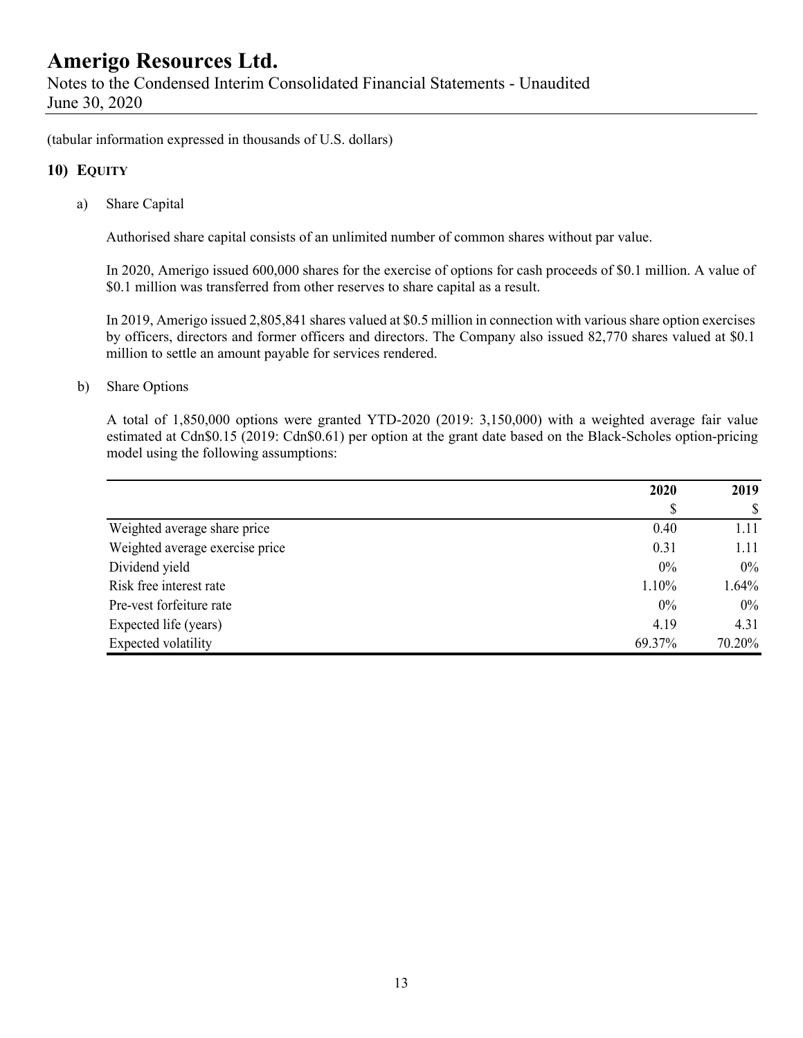(tabular information expressed in thousands of U.S. dollars)

## 10) EQUITY

a) Share Capital

Authorised share capital consists of an unlimited number of common shares without par value.

In 2020, Amerigo issued 600,000 shares for the exercise of options for cash proceeds of $0.1 million. A value of $0.1 million was transferred from other reserves to share capital as a result.

In 2019, Amerigo issued 2,805,841 shares valued at $0.5 million in connection with various share option exercises by officers, directors and former officers and directors. The Company also issued 82,770 shares valued at $0.1 million to settle an amount payable for services rendered.

b) Share Options

A total of 1,850,000 options were granted YTD-2020 (2019: 3,150,000) with a weighted average fair value estimated at Cdn$0.15 (2019: Cdn$0.61) per option at the grant date based on the Black-Scholes option-pricing model using the following assumptions:

| | 2020 | 2019 |
|---|---|---|
| | $ | $ |
| Weighted average share price | 0.40 | 1.11 |
| Weighted average exercise price | 0.31 | 1.11 |
| Dividend yield | 0% | 0% |
| Risk free interest rate | 1.10% | 1.64% |
| Pre-vest forfeiture rate | 0% | 0% |
| Expected life (years) | 4.19 | 4.31 |
| Expected volatility | 69.37% | 70.20% |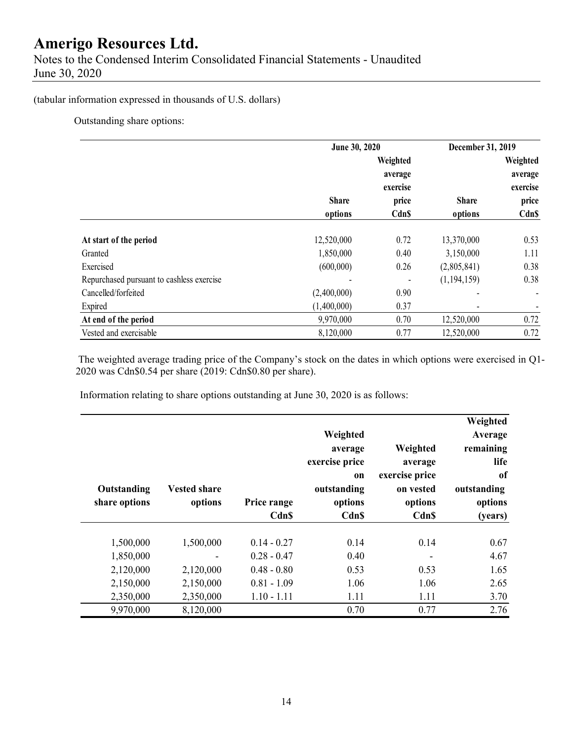(tabular information expressed in thousands of U.S. dollars)

Outstanding share options:

| | June 30, 2020 | | December 31, 2019 | |
|---|---|---|---|---|
| | Share options | Weighted average exercise price Cdn$ | Share options | Weighted average exercise price Cdn$ |
| **At start of the period** | 12,520,000 | 0.72 | 13,370,000 | 0.53 |
| Granted | 1,850,000 | 0.40 | 3,150,000 | 1.11 |
| Exercised | (600,000) | 0.26 | (2,805,841) | 0.38 |
| Repurchased pursuant to cashless exercise | - | - | (1,194,159) | 0.38 |
| Cancelled/forfeited | (2,400,000) | 0.90 | - | - |
| Expired | (1,400,000) | 0.37 | - | - |
| **At end of the period** | 9,970,000 | 0.70 | 12,520,000 | 0.72 |
| Vested and exercisable | 8,120,000 | 0.77 | 12,520,000 | 0.72 |

The weighted average trading price of the Company's stock on the dates in which options were exercised in Q1-2020 was Cdn$0.54 per share (2019: Cdn$0.80 per share).

Information relating to share options outstanding at June 30, 2020 is as follows:

| Outstanding share options | Vested share options | Price range Cdn$ | Weighted average exercise price on outstanding options Cdn$ | Weighted average exercise price on vested options Cdn$ | Weighted Average remaining life of outstanding options (years) |
|---|---|---|---|---|---|
| 1,500,000 | 1,500,000 | 0.14 - 0.27 | 0.14 | 0.14 | 0.67 |
| 1,850,000 | - | 0.28 - 0.47 | 0.40 | - | 4.67 |
| 2,120,000 | 2,120,000 | 0.48 - 0.80 | 0.53 | 0.53 | 1.65 |
| 2,150,000 | 2,150,000 | 0.81 - 1.09 | 1.06 | 1.06 | 2.65 |
| 2,350,000 | 2,350,000 | 1.10 - 1.11 | 1.11 | 1.11 | 3.70 |
| 9,970,000 | 8,120,000 | | 0.70 | 0.77 | 2.76 |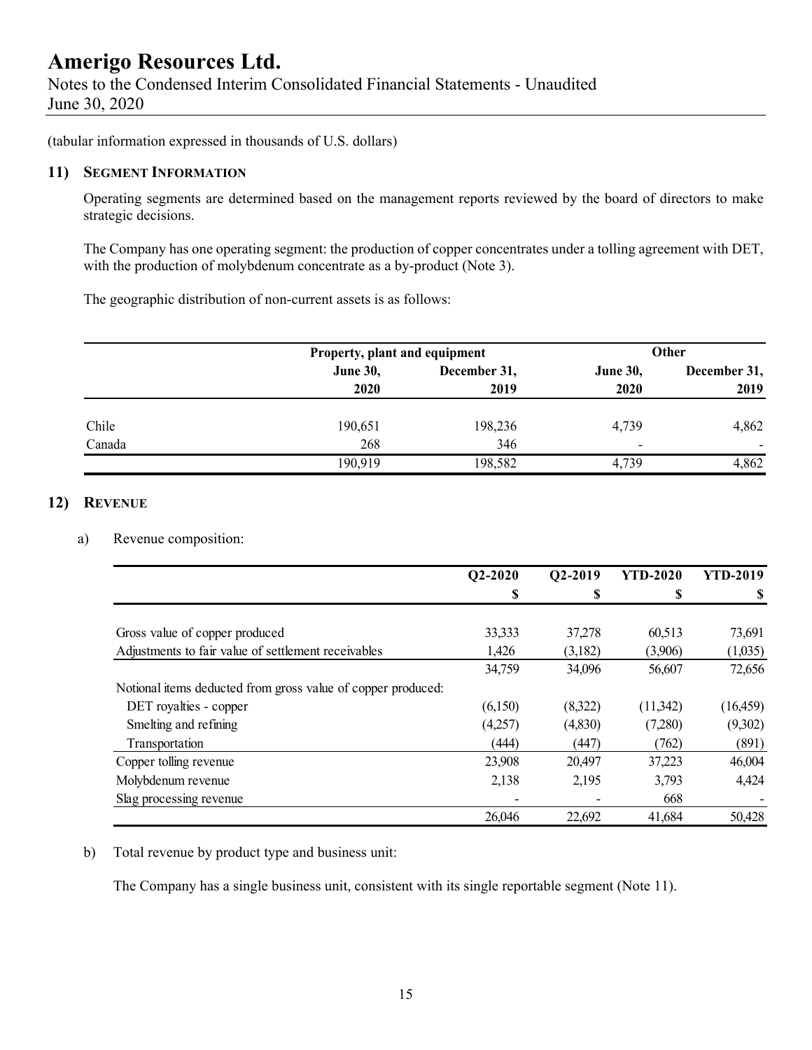(tabular information expressed in thousands of U.S. dollars)

## 11) SEGMENT INFORMATION

Operating segments are determined based on the management reports reviewed by the board of directors to make strategic decisions.

The Company has one operating segment: the production of copper concentrates under a tolling agreement with DET, with the production of molybdenum concentrate as a by-product (Note 3).

The geographic distribution of non-current assets is as follows:

| | Property, plant and equipment | | Other | |
|---|---|---|---|---|
| | June 30, 2020 | December 31, 2019 | June 30, 2020 | December 31, 2019 |
| Chile | 190,651 | 198,236 | 4,739 | 4,862 |
| Canada | 268 | 346 | - | - |
| | 190,919 | 198,582 | 4,739 | 4,862 |

## 12) REVENUE

a) Revenue composition:

| | Q2-2020 | Q2-2019 | YTD-2020 | YTD-2019 |
|---|---|---|---|---|
| | $ | $ | $ | $ |
| Gross value of copper produced | 33,333 | 37,278 | 60,513 | 73,691 |
| Adjustments to fair value of settlement receivables | 1,426 | (3,182) | (3,906) | (1,035) |
| | 34,759 | 34,096 | 56,607 | 72,656 |
| Notional items deducted from gross value of copper produced: | | | | |
| DET royalties - copper | (6,150) | (8,322) | (11,342) | (16,459) |
| Smelting and refining | (4,257) | (4,830) | (7,280) | (9,302) |
| Transportation | (444) | (447) | (762) | (891) |
| Copper tolling revenue | 23,908 | 20,497 | 37,223 | 46,004 |
| Molybdenum revenue | 2,138 | 2,195 | 3,793 | 4,424 |
| Slag processing revenue | - | - | 668 | - |
| | 26,046 | 22,692 | 41,684 | 50,428 |

b) Total revenue by product type and business unit:

The Company has a single business unit, consistent with its single reportable segment (Note 11).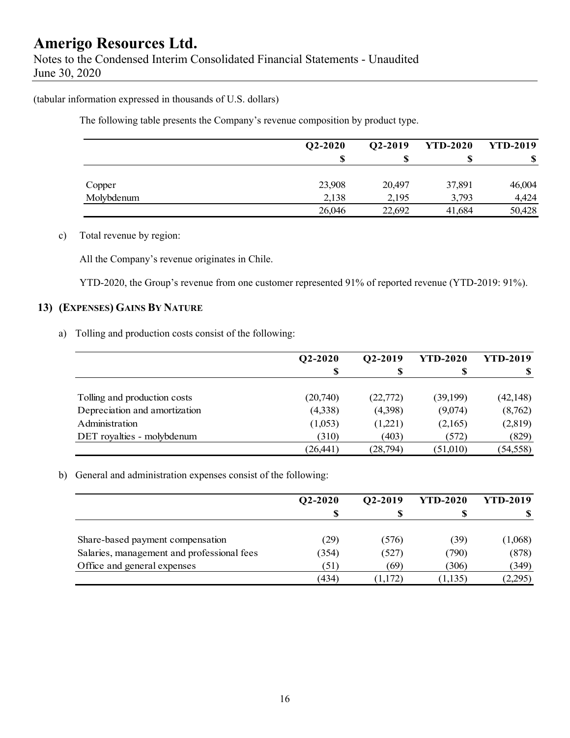(tabular information expressed in thousands of U.S. dollars)

The following table presents the Company's revenue composition by product type.

| | Q2-2020 | Q2-2019 | YTD-2020 | YTD-2019 |
|---|---|---|---|---|
| | $ | $ | $ | $ |
| Copper | 23,908 | 20,497 | 37,891 | 46,004 |
| Molybdenum | 2,138 | 2,195 | 3,793 | 4,424 |
| | 26,046 | 22,692 | 41,684 | 50,428 |

c) Total revenue by region:

All the Company's revenue originates in Chile.

YTD-2020, the Group's revenue from one customer represented 91% of reported revenue (YTD-2019: 91%).

## 13) (Expenses) Gains By Nature

a) Tolling and production costs consist of the following:

| | Q2-2020 | Q2-2019 | YTD-2020 | YTD-2019 |
|---|---|---|---|---|
| | $ | $ | $ | $ |
| Tolling and production costs | (20,740) | (22,772) | (39,199) | (42,148) |
| Depreciation and amortization | (4,338) | (4,398) | (9,074) | (8,762) |
| Administration | (1,053) | (1,221) | (2,165) | (2,819) |
| DET royalties - molybdenum | (310) | (403) | (572) | (829) |
| | (26,441) | (28,794) | (51,010) | (54,558) |

b) General and administration expenses consist of the following:

| | Q2-2020 | Q2-2019 | YTD-2020 | YTD-2019 |
|---|---|---|---|---|
| | $ | $ | $ | $ |
| Share-based payment compensation | (29) | (576) | (39) | (1,068) |
| Salaries, management and professional fees | (354) | (527) | (790) | (878) |
| Office and general expenses | (51) | (69) | (306) | (349) |
| | (434) | (1,172) | (1,135) | (2,295) |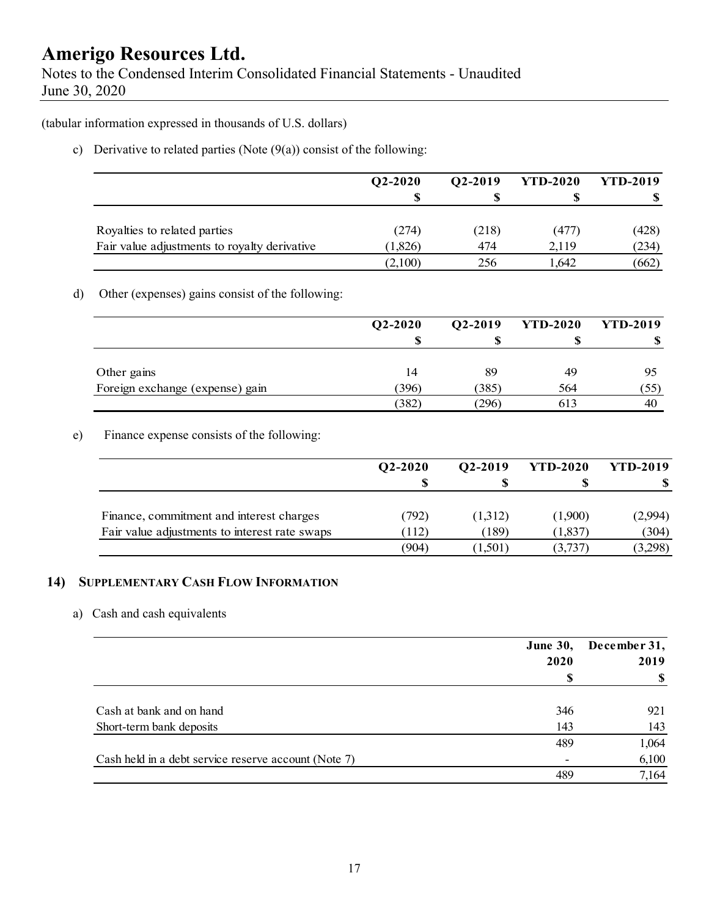(tabular information expressed in thousands of U.S. dollars)

c) Derivative to related parties (Note (9(a)) consist of the following:

| | Q2-2020 | Q2-2019 | YTD-2020 | YTD-2019 |
|---|---|---|---|---|
| | $ | $ | $ | $ |
| Royalties to related parties | (274) | (218) | (477) | (428) |
| Fair value adjustments to royalty derivative | (1,826) | 474 | 2,119 | (234) |
| | (2,100) | 256 | 1,642 | (662) |

d) Other (expenses) gains consist of the following:

| | Q2-2020 | Q2-2019 | YTD-2020 | YTD-2019 |
|---|---|---|---|---|
| | $ | $ | $ | $ |
| Other gains | 14 | 89 | 49 | 95 |
| Foreign exchange (expense) gain | (396) | (385) | 564 | (55) |
| | (382) | (296) | 613 | 40 |

e) Finance expense consists of the following:

| | Q2-2020 | Q2-2019 | YTD-2020 | YTD-2019 |
|---|---|---|---|---|
| | $ | $ | $ | $ |
| Finance, commitment and interest charges | (792) | (1,312) | (1,900) | (2,994) |
| Fair value adjustments to interest rate swaps | (112) | (189) | (1,837) | (304) |
| | (904) | (1,501) | (3,737) | (3,298) |

## 14) Supplementary Cash Flow Information

a) Cash and cash equivalents

| | June 30, 2020 | December 31, 2019 |
|---|---|---|
| | $ | $ |
| Cash at bank and on hand | 346 | 921 |
| Short-term bank deposits | 143 | 143 |
| | 489 | 1,064 |
| Cash held in a debt service reserve account (Note 7) | - | 6,100 |
| | 489 | 7,164 |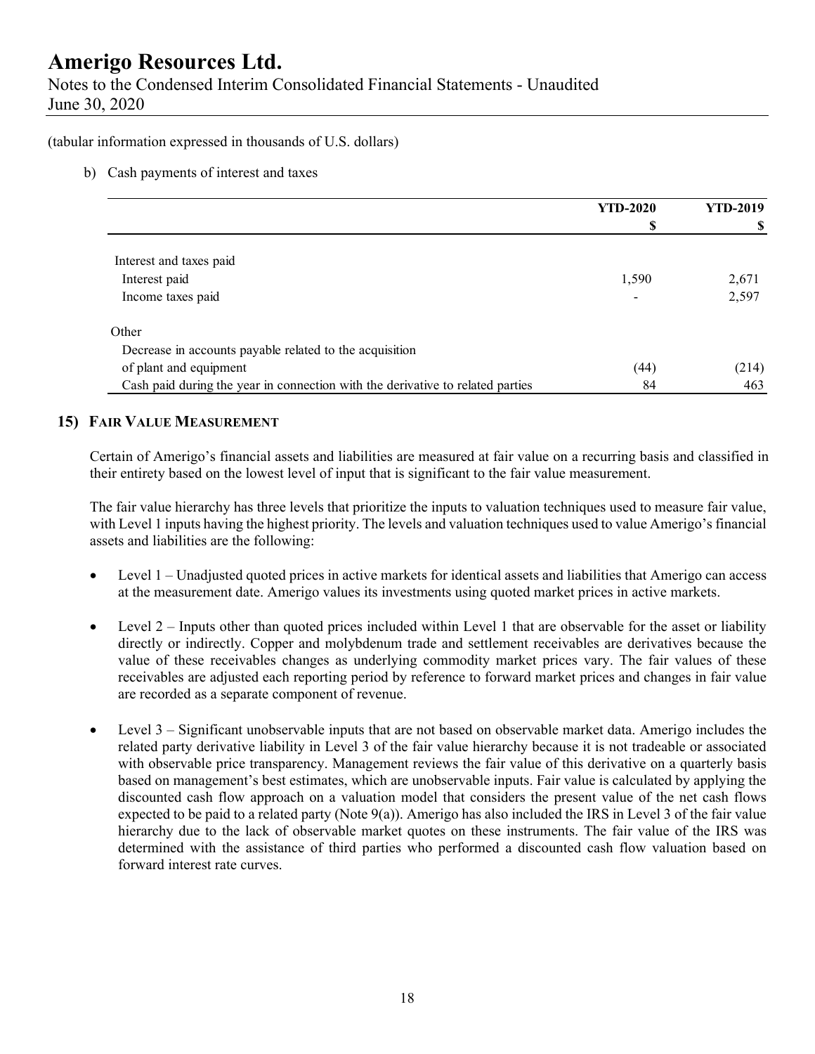(tabular information expressed in thousands of U.S. dollars)

b) Cash payments of interest and taxes

| | YTD-2020 | YTD-2019 |
|---|---|---|
| | $ | $ |
| Interest and taxes paid | | |
| Interest paid | 1,590 | 2,671 |
| Income taxes paid | - | 2,597 |
| Other | | |
| Decrease in accounts payable related to the acquisition of plant and equipment | (44) | (214) |
| Cash paid during the year in connection with the derivative to related parties | 84 | 463 |

## 15) FAIR VALUE MEASUREMENT

Certain of Amerigo's financial assets and liabilities are measured at fair value on a recurring basis and classified in their entirety based on the lowest level of input that is significant to the fair value measurement.

The fair value hierarchy has three levels that prioritize the inputs to valuation techniques used to measure fair value, with Level 1 inputs having the highest priority. The levels and valuation techniques used to value Amerigo's financial assets and liabilities are the following:

- Level 1 – Unadjusted quoted prices in active markets for identical assets and liabilities that Amerigo can access at the measurement date. Amerigo values its investments using quoted market prices in active markets.
- Level 2 – Inputs other than quoted prices included within Level 1 that are observable for the asset or liability directly or indirectly. Copper and molybdenum trade and settlement receivables are derivatives because the value of these receivables changes as underlying commodity market prices vary. The fair values of these receivables are adjusted each reporting period by reference to forward market prices and changes in fair value are recorded as a separate component of revenue.
- Level 3 – Significant unobservable inputs that are not based on observable market data. Amerigo includes the related party derivative liability in Level 3 of the fair value hierarchy because it is not tradeable or associated with observable price transparency. Management reviews the fair value of this derivative on a quarterly basis based on management's best estimates, which are unobservable inputs. Fair value is calculated by applying the discounted cash flow approach on a valuation model that considers the present value of the net cash flows expected to be paid to a related party (Note 9(a)). Amerigo has also included the IRS in Level 3 of the fair value hierarchy due to the lack of observable market quotes on these instruments. The fair value of the IRS was determined with the assistance of third parties who performed a discounted cash flow valuation based on forward interest rate curves.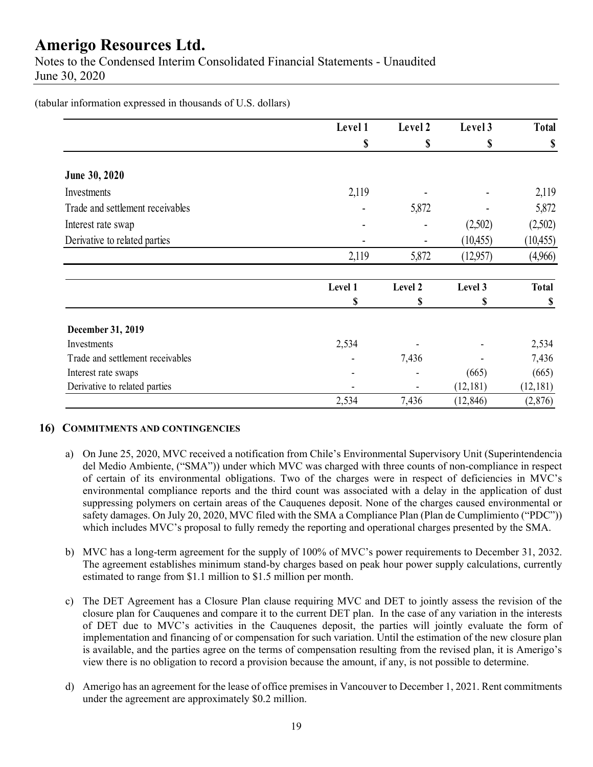(tabular information expressed in thousands of U.S. dollars)

| | Level 1 | Level 2 | Level 3 | Total |
|---|---|---|---|---|
| | $ | $ | $ | $ |
| **June 30, 2020** | | | | |
| Investments | 2,119 | - | - | 2,119 |
| Trade and settlement receivables | - | 5,872 | - | 5,872 |
| Interest rate swap | - | - | (2,502) | (2,502) |
| Derivative to related parties | - | - | (10,455) | (10,455) |
| | 2,119 | 5,872 | (12,957) | (4,966) |

| | Level 1 | Level 2 | Level 3 | Total |
|---|---|---|---|---|
| | $ | $ | $ | $ |
| **December 31, 2019** | | | | |
| Investments | 2,534 | - | - | 2,534 |
| Trade and settlement receivables | - | 7,436 | - | 7,436 |
| Interest rate swaps | - | - | (665) | (665) |
| Derivative to related parties | - | - | (12,181) | (12,181) |
| | 2,534 | 7,436 | (12,846) | (2,876) |

## 16) COMMITMENTS AND CONTINGENCIES

a) On June 25, 2020, MVC received a notification from Chile's Environmental Supervisory Unit (Superintendencia del Medio Ambiente, ("SMA")) under which MVC was charged with three counts of non-compliance in respect of certain of its environmental obligations. Two of the charges were in respect of deficiencies in MVC's environmental compliance reports and the third count was associated with a delay in the application of dust suppressing polymers on certain areas of the Cauquenes deposit. None of the charges caused environmental or safety damages. On July 20, 2020, MVC filed with the SMA a Compliance Plan (Plan de Cumplimiento ("PDC")) which includes MVC's proposal to fully remedy the reporting and operational charges presented by the SMA.

b) MVC has a long-term agreement for the supply of 100% of MVC's power requirements to December 31, 2032. The agreement establishes minimum stand-by charges based on peak hour power supply calculations, currently estimated to range from $1.1 million to $1.5 million per month.

c) The DET Agreement has a Closure Plan clause requiring MVC and DET to jointly assess the revision of the closure plan for Cauquenes and compare it to the current DET plan. In the case of any variation in the interests of DET due to MVC's activities in the Cauquenes deposit, the parties will jointly evaluate the form of implementation and financing of or compensation for such variation. Until the estimation of the new closure plan is available, and the parties agree on the terms of compensation resulting from the revised plan, it is Amerigo's view there is no obligation to record a provision because the amount, if any, is not possible to determine.

d) Amerigo has an agreement for the lease of office premises in Vancouver to December 1, 2021. Rent commitments under the agreement are approximately $0.2 million.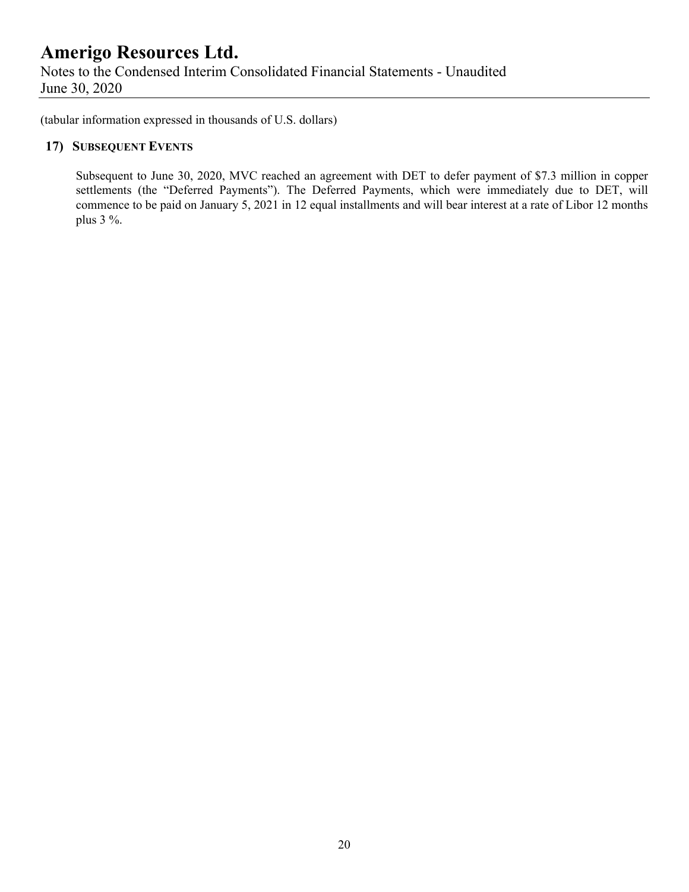(tabular information expressed in thousands of U.S. dollars)

## 17) SUBSEQUENT EVENTS

Subsequent to June 30, 2020, MVC reached an agreement with DET to defer payment of $7.3 million in copper settlements (the "Deferred Payments"). The Deferred Payments, which were immediately due to DET, will commence to be paid on January 5, 2021 in 12 equal installments and will bear interest at a rate of Libor 12 months plus 3 %.